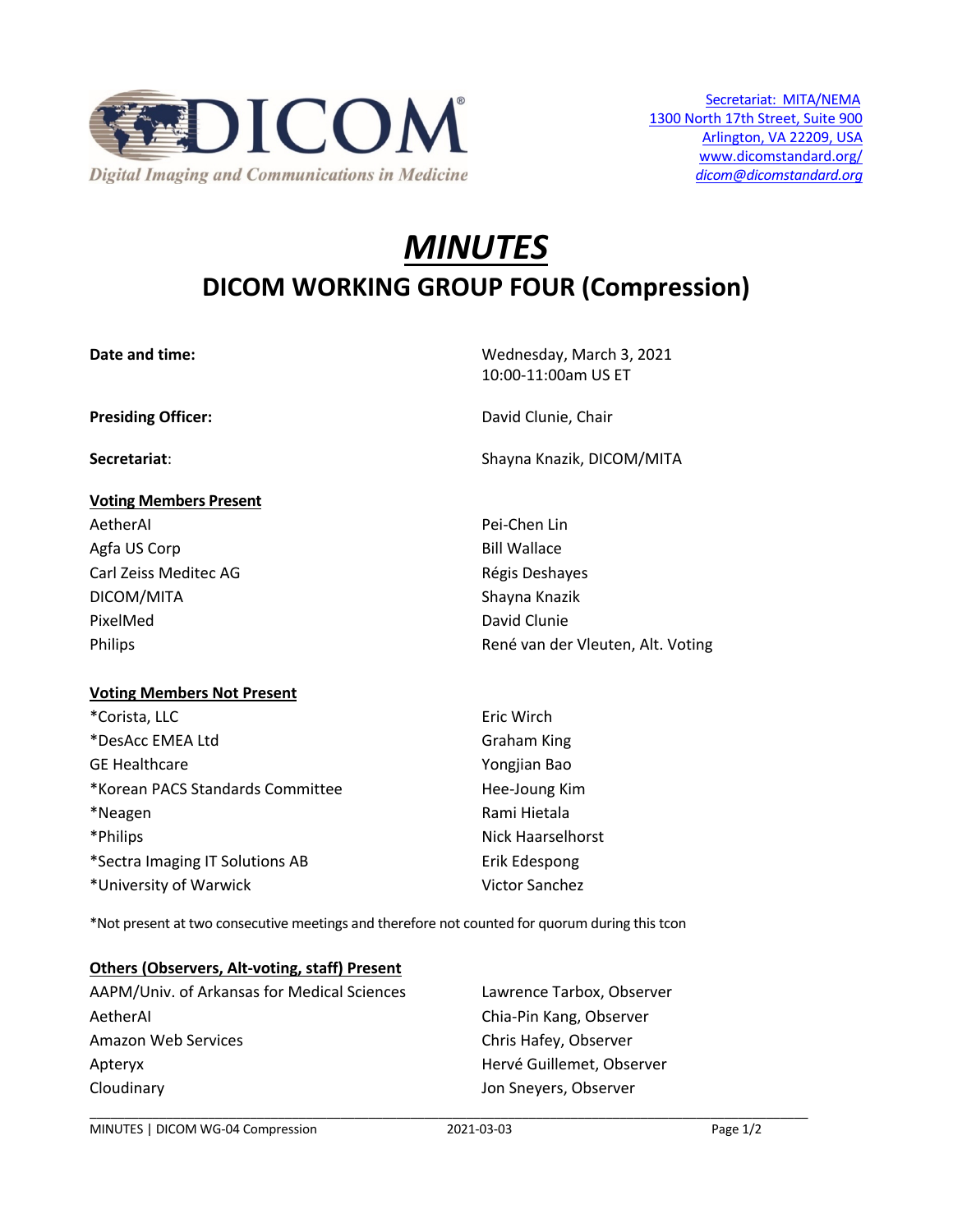DICOM

Digital Imaging and Communications in Medicine

Secretariat: MITA/NEMA
1300 North 17th Street, Suite 900
Arlington, VA 22209, USA
www.dicomstandard.org/
dicom@dicomstandard.org

# *MINUTES*

## DICOM WORKING GROUP FOUR (Compression)

| | |
|---|---|
| **Date and time:** | Wednesday, March 3, 2021<br>10:00-11:00am US ET |
| **Presiding Officer:** | David Clunie, Chair |
| **Secretariat**: | Shayna Knazik, DICOM/MITA |

**Voting Members Present**

| | |
|---|---|
| AetherAI | Pei-Chen Lin |
| Agfa US Corp | Bill Wallace |
| Carl Zeiss Meditec AG | Régis Deshayes |
| DICOM/MITA | Shayna Knazik |
| PixelMed | David Clunie |
| Philips | René van der Vleuten, Alt. Voting |

**Voting Members Not Present**

| | |
|---|---|
| *Corista, LLC | Eric Wirch |
| *DesAcc EMEA Ltd | Graham King |
| GE Healthcare | Yongjian Bao |
| *Korean PACS Standards Committee | Hee-Joung Kim |
| *Neagen | Rami Hietala |
| *Philips | Nick Haarselhorst |
| *Sectra Imaging IT Solutions AB | Erik Edespong |
| *University of Warwick | Victor Sanchez |

*Not present at two consecutive meetings and therefore not counted for quorum during this tcon

**Others (Observers, Alt-voting, staff) Present**

| | |
|---|---|
| AAPM/Univ. of Arkansas for Medical Sciences | Lawrence Tarbox, Observer |
| AetherAI | Chia-Pin Kang, Observer |
| Amazon Web Services | Chris Hafey, Observer |
| Apteryx | Hervé Guillemet, Observer |
| Cloudinary | Jon Sneyers, Observer |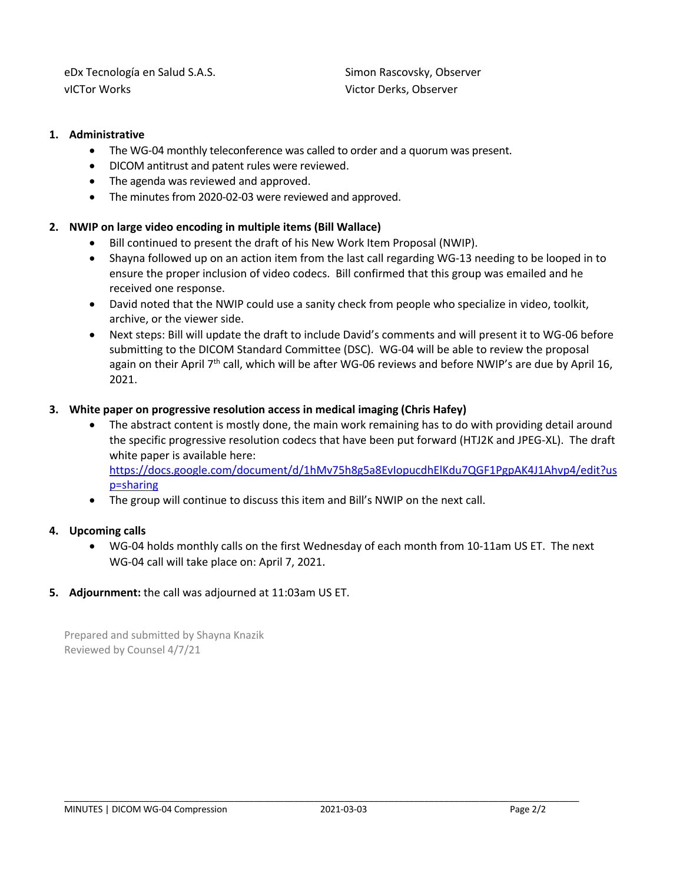| | |
|---|---|
| eDx Tecnología en Salud S.A.S. | Simon Rascovsky, Observer |
| vICTor Works | Victor Derks, Observer |

1. **Administrative**
   - The WG-04 monthly teleconference was called to order and a quorum was present.
   - DICOM antitrust and patent rules were reviewed.
   - The agenda was reviewed and approved.
   - The minutes from 2020-02-03 were reviewed and approved.

2. **NWIP on large video encoding in multiple items (Bill Wallace)**
   - Bill continued to present the draft of his New Work Item Proposal (NWIP).
   - Shayna followed up on an action item from the last call regarding WG-13 needing to be looped in to ensure the proper inclusion of video codecs. Bill confirmed that this group was emailed and he received one response.
   - David noted that the NWIP could use a sanity check from people who specialize in video, toolkit, archive, or the viewer side.
   - Next steps: Bill will update the draft to include David's comments and will present it to WG-06 before submitting to the DICOM Standard Committee (DSC). WG-04 will be able to review the proposal again on their April 7th call, which will be after WG-06 reviews and before NWIP's are due by April 16, 2021.

3. **White paper on progressive resolution access in medical imaging (Chris Hafey)**
   - The abstract content is mostly done, the main work remaining has to do with providing detail around the specific progressive resolution codecs that have been put forward (HTJ2K and JPEG-XL). The draft white paper is available here: https://docs.google.com/document/d/1hMv75h8g5a8EvIopucdhElKdu7QGF1PgpAK4J1Ahvp4/edit?usp=sharing
   - The group will continue to discuss this item and Bill's NWIP on the next call.

4. **Upcoming calls**
   - WG-04 holds monthly calls on the first Wednesday of each month from 10-11am US ET. The next WG-04 call will take place on: April 7, 2021.

5. **Adjournment:** the call was adjourned at 11:03am US ET.

Prepared and submitted by Shayna Knazik
Reviewed by Counsel 4/7/21